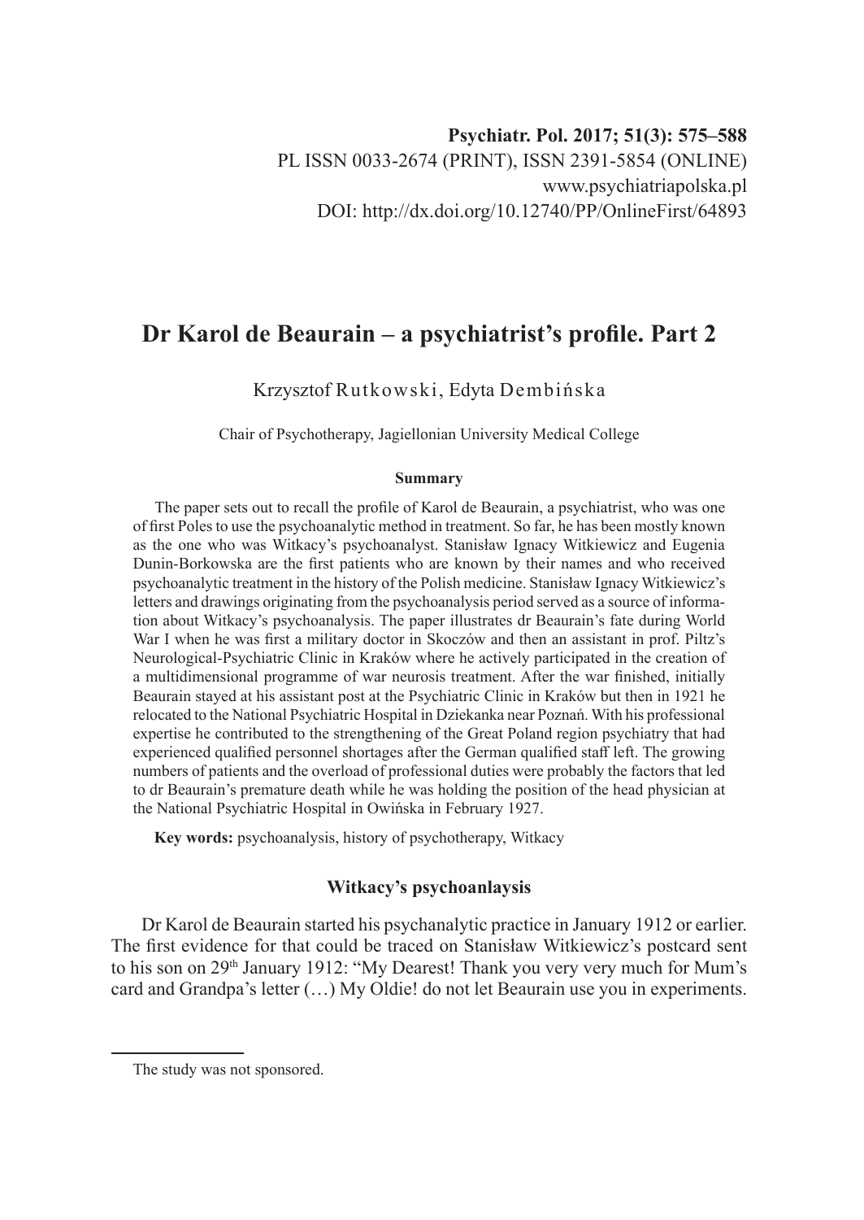# Dr Karol de Beaurain – a psychiatrist's profile. Part 2

Krzysztof Rutkowski, Edyta Dembińska

Chair of Psychotherapy, Jagiellonian University Medical College

**Summary**

The paper sets out to recall the profile of Karol de Beaurain, a psychiatrist, who was one of first Poles to use the psychoanalytic method in treatment. So far, he has been mostly known as the one who was Witkacy's psychoanalyst. Stanisław Ignacy Witkiewicz and Eugenia Dunin-Borkowska are the first patients who are known by their names and who received psychoanalytic treatment in the history of the Polish medicine. Stanisław Ignacy Witkiewicz's letters and drawings originating from the psychoanalysis period served as a source of information about Witkacy's psychoanalysis. The paper illustrates dr Beaurain's fate during World War I when he was first a military doctor in Skoczów and then an assistant in prof. Piltz's Neurological-Psychiatric Clinic in Kraków where he actively participated in the creation of a multidimensional programme of war neurosis treatment. After the war finished, initially Beaurain stayed at his assistant post at the Psychiatric Clinic in Kraków but then in 1921 he relocated to the National Psychiatric Hospital in Dziekanka near Poznań. With his professional expertise he contributed to the strengthening of the Great Poland region psychiatry that had experienced qualified personnel shortages after the German qualified staff left. The growing numbers of patients and the overload of professional duties were probably the factors that led to dr Beaurain's premature death while he was holding the position of the head physician at the National Psychiatric Hospital in Owińska in February 1927.

**Key words:** psychoanalysis, history of psychotherapy, Witkacy

### Witkacy's psychoanlaysis

Dr Karol de Beaurain started his psychanalytic practice in January 1912 or earlier. The first evidence for that could be traced on Stanisław Witkiewicz's postcard sent to his son on 29th January 1912: "My Dearest! Thank you very very much for Mum's card and Grandpa's letter (…) My Oldie! do not let Beaurain use you in experiments.

The study was not sponsored.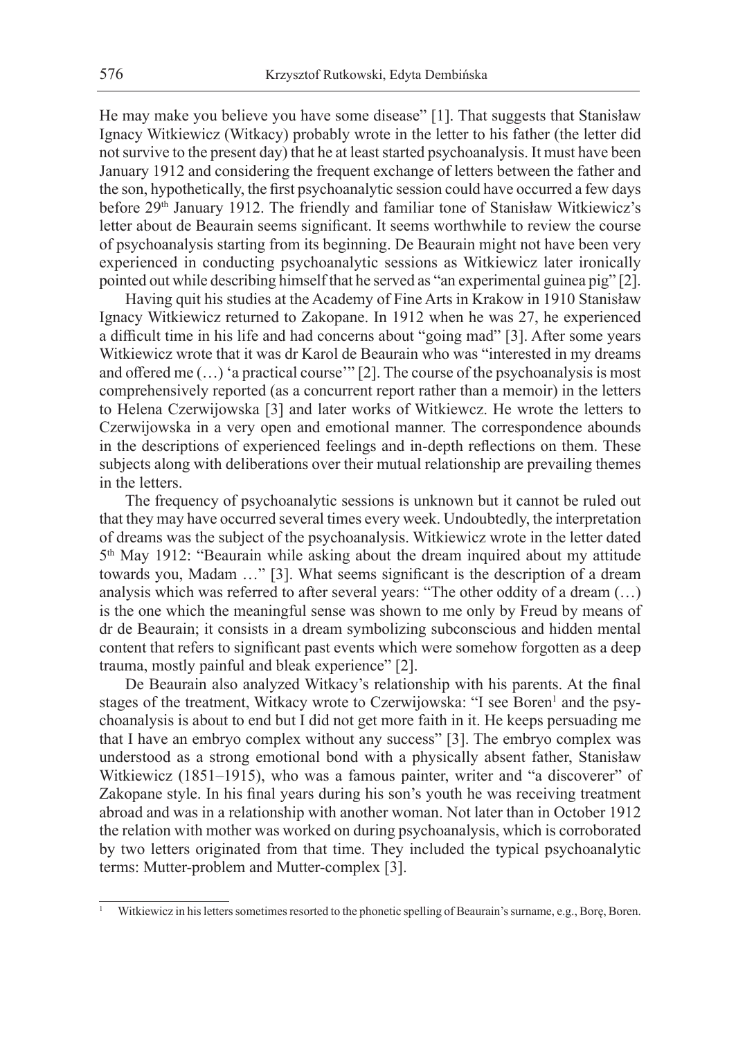He may make you believe you have some disease" [1]. That suggests that Stanisław Ignacy Witkiewicz (Witkacy) probably wrote in the letter to his father (the letter did not survive to the present day) that he at least started psychoanalysis. It must have been January 1912 and considering the frequent exchange of letters between the father and the son, hypothetically, the first psychoanalytic session could have occurred a few days before 29th January 1912. The friendly and familiar tone of Stanisław Witkiewicz's letter about de Beaurain seems significant. It seems worthwhile to review the course of psychoanalysis starting from its beginning. De Beaurain might not have been very experienced in conducting psychoanalytic sessions as Witkiewicz later ironically pointed out while describing himself that he served as "an experimental guinea pig" [2].

Having quit his studies at the Academy of Fine Arts in Krakow in 1910 Stanisław Ignacy Witkiewicz returned to Zakopane. In 1912 when he was 27, he experienced a difficult time in his life and had concerns about "going mad" [3]. After some years Witkiewicz wrote that it was dr Karol de Beaurain who was "interested in my dreams and offered me (…) 'a practical course'" [2]. The course of the psychoanalysis is most comprehensively reported (as a concurrent report rather than a memoir) in the letters to Helena Czerwijowska [3] and later works of Witkiewcz. He wrote the letters to Czerwijowska in a very open and emotional manner. The correspondence abounds in the descriptions of experienced feelings and in-depth reflections on them. These subjects along with deliberations over their mutual relationship are prevailing themes in the letters.

The frequency of psychoanalytic sessions is unknown but it cannot be ruled out that they may have occurred several times every week. Undoubtedly, the interpretation of dreams was the subject of the psychoanalysis. Witkiewicz wrote in the letter dated 5th May 1912: "Beaurain while asking about the dream inquired about my attitude towards you, Madam …" [3]. What seems significant is the description of a dream analysis which was referred to after several years: "The other oddity of a dream (…) is the one which the meaningful sense was shown to me only by Freud by means of dr de Beaurain; it consists in a dream symbolizing subconscious and hidden mental content that refers to significant past events which were somehow forgotten as a deep trauma, mostly painful and bleak experience" [2].

De Beaurain also analyzed Witkacy's relationship with his parents. At the final stages of the treatment, Witkacy wrote to Czerwijowska: "I see Boren[1] and the psychoanalysis is about to end but I did not get more faith in it. He keeps persuading me that I have an embryo complex without any success" [3]. The embryo complex was understood as a strong emotional bond with a physically absent father, Stanisław Witkiewicz (1851–1915), who was a famous painter, writer and "a discoverer" of Zakopane style. In his final years during his son's youth he was receiving treatment abroad and was in a relationship with another woman. Not later than in October 1912 the relation with mother was worked on during psychoanalysis, which is corroborated by two letters originated from that time. They included the typical psychoanalytic terms: Mutter-problem and Mutter-complex [3].

---

[1] Witkiewicz in his letters sometimes resorted to the phonetic spelling of Beaurain's surname, e.g., Borę, Boren.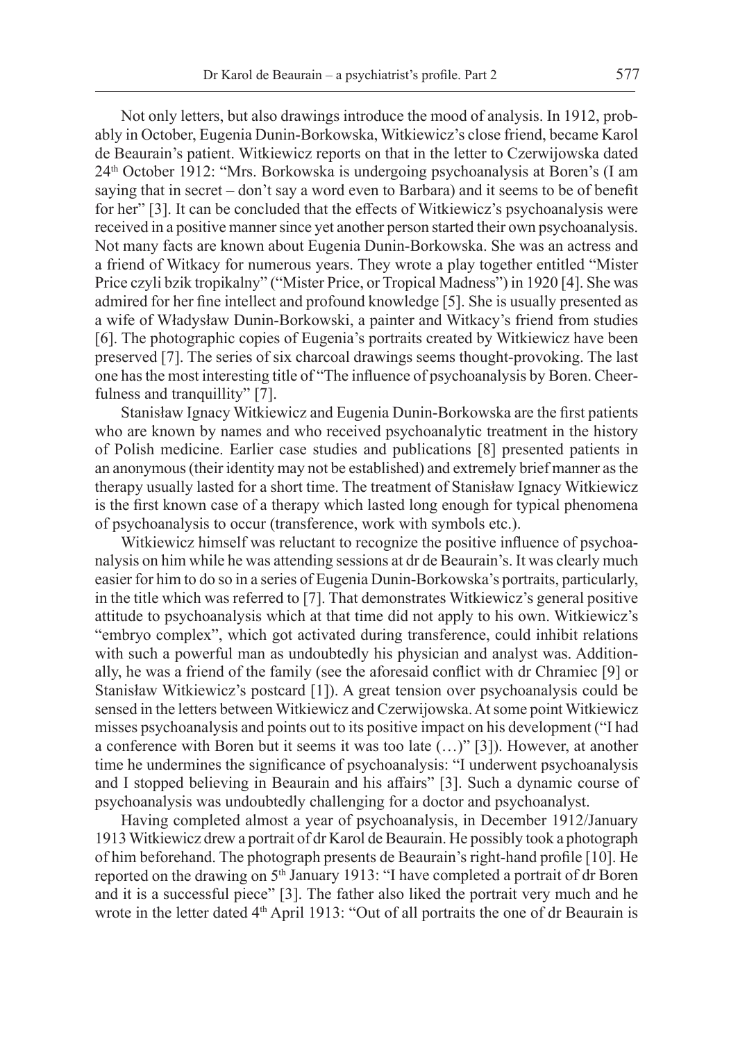Not only letters, but also drawings introduce the mood of analysis. In 1912, probably in October, Eugenia Dunin-Borkowska, Witkiewicz's close friend, became Karol de Beaurain's patient. Witkiewicz reports on that in the letter to Czerwijowska dated 24th October 1912: "Mrs. Borkowska is undergoing psychoanalysis at Boren's (I am saying that in secret – don't say a word even to Barbara) and it seems to be of benefit for her" [3]. It can be concluded that the effects of Witkiewicz's psychoanalysis were received in a positive manner since yet another person started their own psychoanalysis. Not many facts are known about Eugenia Dunin-Borkowska. She was an actress and a friend of Witkacy for numerous years. They wrote a play together entitled "Mister Price czyli bzik tropikalny" ("Mister Price, or Tropical Madness") in 1920 [4]. She was admired for her fine intellect and profound knowledge [5]. She is usually presented as a wife of Władysław Dunin-Borkowski, a painter and Witkacy's friend from studies [6]. The photographic copies of Eugenia's portraits created by Witkiewicz have been preserved [7]. The series of six charcoal drawings seems thought-provoking. The last one has the most interesting title of "The influence of psychoanalysis by Boren. Cheerfulness and tranquillity" [7].

Stanisław Ignacy Witkiewicz and Eugenia Dunin-Borkowska are the first patients who are known by names and who received psychoanalytic treatment in the history of Polish medicine. Earlier case studies and publications [8] presented patients in an anonymous (their identity may not be established) and extremely brief manner as the therapy usually lasted for a short time. The treatment of Stanisław Ignacy Witkiewicz is the first known case of a therapy which lasted long enough for typical phenomena of psychoanalysis to occur (transference, work with symbols etc.).

Witkiewicz himself was reluctant to recognize the positive influence of psychoanalysis on him while he was attending sessions at dr de Beaurain's. It was clearly much easier for him to do so in a series of Eugenia Dunin-Borkowska's portraits, particularly, in the title which was referred to [7]. That demonstrates Witkiewicz's general positive attitude to psychoanalysis which at that time did not apply to his own. Witkiewicz's "embryo complex", which got activated during transference, could inhibit relations with such a powerful man as undoubtedly his physician and analyst was. Additionally, he was a friend of the family (see the aforesaid conflict with dr Chramiec [9] or Stanisław Witkiewicz's postcard [1]). A great tension over psychoanalysis could be sensed in the letters between Witkiewicz and Czerwijowska. At some point Witkiewicz misses psychoanalysis and points out to its positive impact on his development ("I had a conference with Boren but it seems it was too late (…)" [3]). However, at another time he undermines the significance of psychoanalysis: "I underwent psychoanalysis and I stopped believing in Beaurain and his affairs" [3]. Such a dynamic course of psychoanalysis was undoubtedly challenging for a doctor and psychoanalyst.

Having completed almost a year of psychoanalysis, in December 1912/January 1913 Witkiewicz drew a portrait of dr Karol de Beaurain. He possibly took a photograph of him beforehand. The photograph presents de Beaurain's right-hand profile [10]. He reported on the drawing on 5th January 1913: "I have completed a portrait of dr Boren and it is a successful piece" [3]. The father also liked the portrait very much and he wrote in the letter dated 4th April 1913: "Out of all portraits the one of dr Beaurain is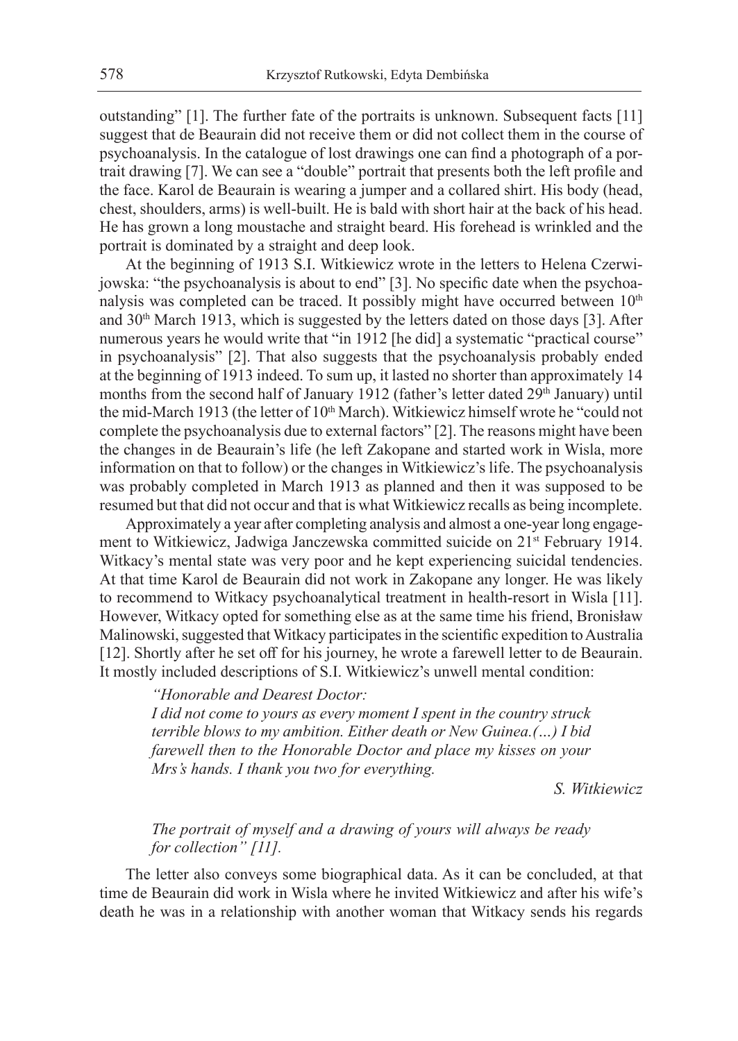outstanding" [1]. The further fate of the portraits is unknown. Subsequent facts [11] suggest that de Beaurain did not receive them or did not collect them in the course of psychoanalysis. In the catalogue of lost drawings one can find a photograph of a portrait drawing [7]. We can see a "double" portrait that presents both the left profile and the face. Karol de Beaurain is wearing a jumper and a collared shirt. His body (head, chest, shoulders, arms) is well-built. He is bald with short hair at the back of his head. He has grown a long moustache and straight beard. His forehead is wrinkled and the portrait is dominated by a straight and deep look.

At the beginning of 1913 S.I. Witkiewicz wrote in the letters to Helena Czerwijowska: "the psychoanalysis is about to end" [3]. No specific date when the psychoanalysis was completed can be traced. It possibly might have occurred between 10th and 30th March 1913, which is suggested by the letters dated on those days [3]. After numerous years he would write that "in 1912 [he did] a systematic "practical course" in psychoanalysis" [2]. That also suggests that the psychoanalysis probably ended at the beginning of 1913 indeed. To sum up, it lasted no shorter than approximately 14 months from the second half of January 1912 (father's letter dated 29th January) until the mid-March 1913 (the letter of 10th March). Witkiewicz himself wrote he "could not complete the psychoanalysis due to external factors" [2]. The reasons might have been the changes in de Beaurain's life (he left Zakopane and started work in Wisla, more information on that to follow) or the changes in Witkiewicz's life. The psychoanalysis was probably completed in March 1913 as planned and then it was supposed to be resumed but that did not occur and that is what Witkiewicz recalls as being incomplete.

Approximately a year after completing analysis and almost a one-year long engagement to Witkiewicz, Jadwiga Janczewska committed suicide on 21st February 1914. Witkacy's mental state was very poor and he kept experiencing suicidal tendencies. At that time Karol de Beaurain did not work in Zakopane any longer. He was likely to recommend to Witkacy psychoanalytical treatment in health-resort in Wisla [11]. However, Witkacy opted for something else as at the same time his friend, Bronisław Malinowski, suggested that Witkacy participates in the scientific expedition to Australia [12]. Shortly after he set off for his journey, he wrote a farewell letter to de Beaurain. It mostly included descriptions of S.I. Witkiewicz's unwell mental condition:

> *"Honorable and Dearest Doctor:*
> *I did not come to yours as every moment I spent in the country struck terrible blows to my ambition. Either death or New Guinea.(…) I bid farewell then to the Honorable Doctor and place my kisses on your Mrs's hands. I thank you two for everything.*
>
> *S. Witkiewicz*
>
> *The portrait of myself and a drawing of yours will always be ready for collection" [11].*

The letter also conveys some biographical data. As it can be concluded, at that time de Beaurain did work in Wisla where he invited Witkiewicz and after his wife's death he was in a relationship with another woman that Witkacy sends his regards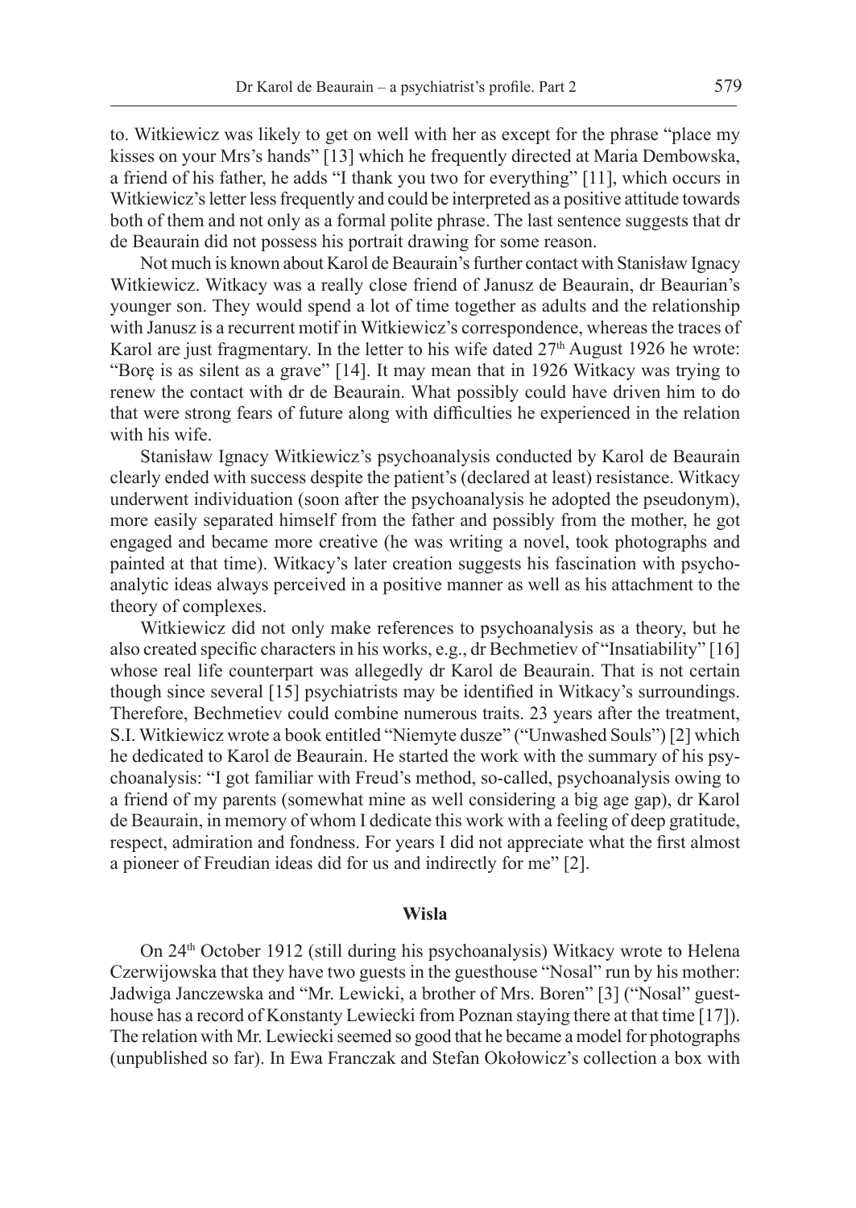to. Witkiewicz was likely to get on well with her as except for the phrase "place my kisses on your Mrs's hands" [13] which he frequently directed at Maria Dembowska, a friend of his father, he adds "I thank you two for everything" [11], which occurs in Witkiewicz's letter less frequently and could be interpreted as a positive attitude towards both of them and not only as a formal polite phrase. The last sentence suggests that dr de Beaurain did not possess his portrait drawing for some reason.

Not much is known about Karol de Beaurain's further contact with Stanisław Ignacy Witkiewicz. Witkacy was a really close friend of Janusz de Beaurain, dr Beaurian's younger son. They would spend a lot of time together as adults and the relationship with Janusz is a recurrent motif in Witkiewicz's correspondence, whereas the traces of Karol are just fragmentary. In the letter to his wife dated 27th August 1926 he wrote: "Borę is as silent as a grave" [14]. It may mean that in 1926 Witkacy was trying to renew the contact with dr de Beaurain. What possibly could have driven him to do that were strong fears of future along with difficulties he experienced in the relation with his wife.

Stanisław Ignacy Witkiewicz's psychoanalysis conducted by Karol de Beaurain clearly ended with success despite the patient's (declared at least) resistance. Witkacy underwent individuation (soon after the psychoanalysis he adopted the pseudonym), more easily separated himself from the father and possibly from the mother, he got engaged and became more creative (he was writing a novel, took photographs and painted at that time). Witkacy's later creation suggests his fascination with psychoanalytic ideas always perceived in a positive manner as well as his attachment to the theory of complexes.

Witkiewicz did not only make references to psychoanalysis as a theory, but he also created specific characters in his works, e.g., dr Bechmetiev of "Insatiability" [16] whose real life counterpart was allegedly dr Karol de Beaurain. That is not certain though since several [15] psychiatrists may be identified in Witkacy's surroundings. Therefore, Bechmetiev could combine numerous traits. 23 years after the treatment, S.I. Witkiewicz wrote a book entitled "Niemyte dusze" ("Unwashed Souls") [2] which he dedicated to Karol de Beaurain. He started the work with the summary of his psychoanalysis: "I got familiar with Freud's method, so-called, psychoanalysis owing to a friend of my parents (somewhat mine as well considering a big age gap), dr Karol de Beaurain, in memory of whom I dedicate this work with a feeling of deep gratitude, respect, admiration and fondness. For years I did not appreciate what the first almost a pioneer of Freudian ideas did for us and indirectly for me" [2].

## Wisla

On 24th October 1912 (still during his psychoanalysis) Witkacy wrote to Helena Czerwijowska that they have two guests in the guesthouse "Nosal" run by his mother: Jadwiga Janczewska and "Mr. Lewicki, a brother of Mrs. Boren" [3] ("Nosal" guesthouse has a record of Konstanty Lewiecki from Poznan staying there at that time [17]). The relation with Mr. Lewiecki seemed so good that he became a model for photographs (unpublished so far). In Ewa Franczak and Stefan Okołowicz's collection a box with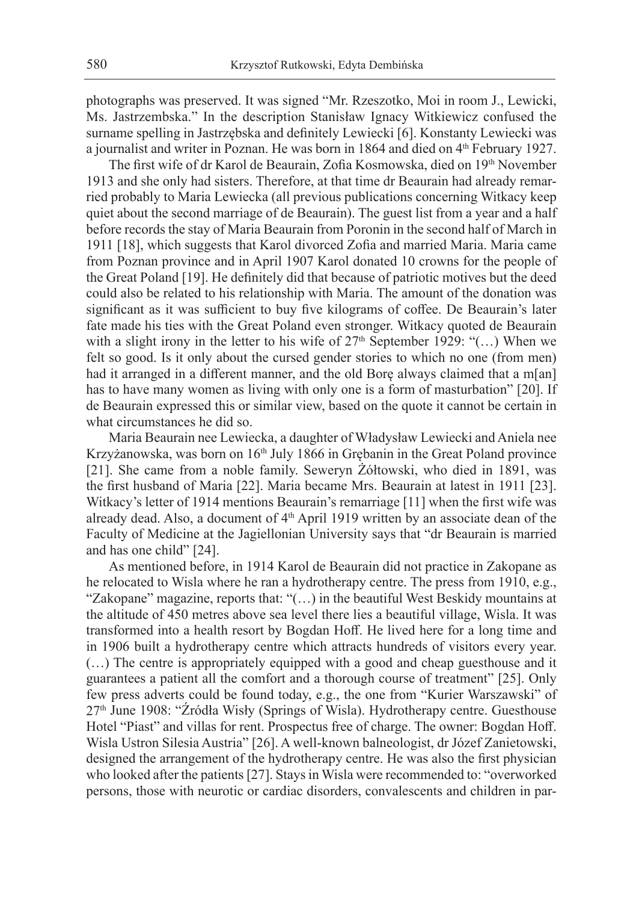photographs was preserved. It was signed "Mr. Rzeszotko, Moi in room J., Lewicki, Ms. Jastrzembska." In the description Stanisław Ignacy Witkiewicz confused the surname spelling in Jastrzębska and definitely Lewiecki [6]. Konstanty Lewiecki was a journalist and writer in Poznan. He was born in 1864 and died on 4th February 1927.

The first wife of dr Karol de Beaurain, Zofia Kosmowska, died on 19th November 1913 and she only had sisters. Therefore, at that time dr Beaurain had already remarried probably to Maria Lewiecka (all previous publications concerning Witkacy keep quiet about the second marriage of de Beaurain). The guest list from a year and a half before records the stay of Maria Beaurain from Poronin in the second half of March in 1911 [18], which suggests that Karol divorced Zofia and married Maria. Maria came from Poznan province and in April 1907 Karol donated 10 crowns for the people of the Great Poland [19]. He definitely did that because of patriotic motives but the deed could also be related to his relationship with Maria. The amount of the donation was significant as it was sufficient to buy five kilograms of coffee. De Beaurain's later fate made his ties with the Great Poland even stronger. Witkacy quoted de Beaurain with a slight irony in the letter to his wife of 27th September 1929: "(…) When we felt so good. Is it only about the cursed gender stories to which no one (from men) had it arranged in a different manner, and the old Borę always claimed that a m[an] has to have many women as living with only one is a form of masturbation" [20]. If de Beaurain expressed this or similar view, based on the quote it cannot be certain in what circumstances he did so.

Maria Beaurain nee Lewiecka, a daughter of Władysław Lewiecki and Aniela nee Krzyżanowska, was born on 16th July 1866 in Grębanin in the Great Poland province [21]. She came from a noble family. Seweryn Żółtowski, who died in 1891, was the first husband of Maria [22]. Maria became Mrs. Beaurain at latest in 1911 [23]. Witkacy's letter of 1914 mentions Beaurain's remarriage [11] when the first wife was already dead. Also, a document of 4th April 1919 written by an associate dean of the Faculty of Medicine at the Jagiellonian University says that "dr Beaurain is married and has one child" [24].

As mentioned before, in 1914 Karol de Beaurain did not practice in Zakopane as he relocated to Wisla where he ran a hydrotherapy centre. The press from 1910, e.g., "Zakopane" magazine, reports that: "(…) in the beautiful West Beskidy mountains at the altitude of 450 metres above sea level there lies a beautiful village, Wisla. It was transformed into a health resort by Bogdan Hoff. He lived here for a long time and in 1906 built a hydrotherapy centre which attracts hundreds of visitors every year. (…) The centre is appropriately equipped with a good and cheap guesthouse and it guarantees a patient all the comfort and a thorough course of treatment" [25]. Only few press adverts could be found today, e.g., the one from "Kurier Warszawski" of 27th June 1908: "Źródła Wisły (Springs of Wisla). Hydrotherapy centre. Guesthouse Hotel "Piast" and villas for rent. Prospectus free of charge. The owner: Bogdan Hoff. Wisla Ustron Silesia Austria" [26]. A well-known balneologist, dr Józef Zanietowski, designed the arrangement of the hydrotherapy centre. He was also the first physician who looked after the patients [27]. Stays in Wisla were recommended to: "overworked persons, those with neurotic or cardiac disorders, convalescents and children in par-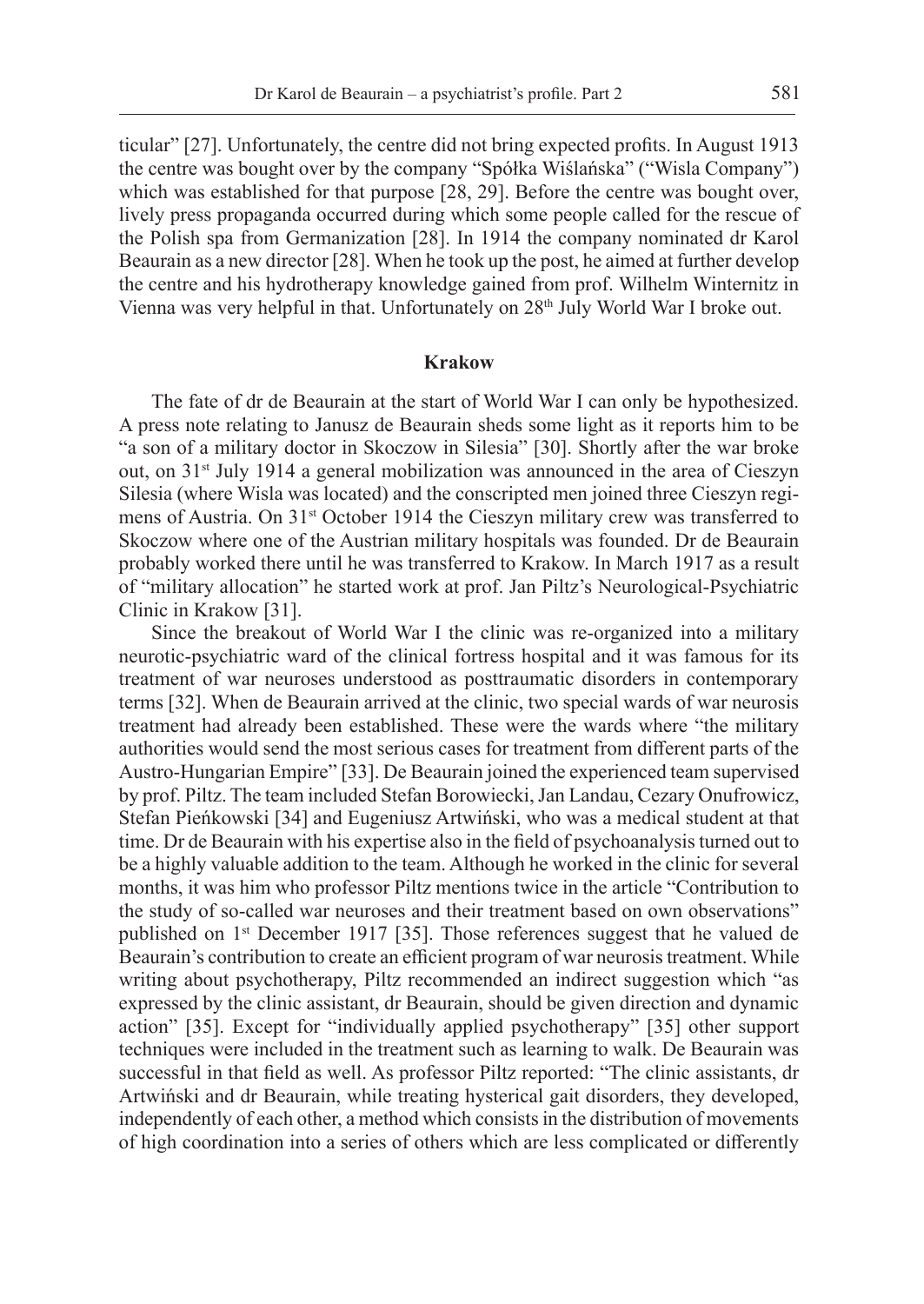ticular" [27]. Unfortunately, the centre did not bring expected profits. In August 1913 the centre was bought over by the company "Spółka Wiślańska" ("Wisla Company") which was established for that purpose [28, 29]. Before the centre was bought over, lively press propaganda occurred during which some people called for the rescue of the Polish spa from Germanization [28]. In 1914 the company nominated dr Karol Beaurain as a new director [28]. When he took up the post, he aimed at further develop the centre and his hydrotherapy knowledge gained from prof. Wilhelm Winternitz in Vienna was very helpful in that. Unfortunately on 28th July World War I broke out.

## Krakow

The fate of dr de Beaurain at the start of World War I can only be hypothesized. A press note relating to Janusz de Beaurain sheds some light as it reports him to be "a son of a military doctor in Skoczow in Silesia" [30]. Shortly after the war broke out, on 31st July 1914 a general mobilization was announced in the area of Cieszyn Silesia (where Wisla was located) and the conscripted men joined three Cieszyn regimens of Austria. On 31st October 1914 the Cieszyn military crew was transferred to Skoczow where one of the Austrian military hospitals was founded. Dr de Beaurain probably worked there until he was transferred to Krakow. In March 1917 as a result of "military allocation" he started work at prof. Jan Piltz's Neurological-Psychiatric Clinic in Krakow [31].

Since the breakout of World War I the clinic was re-organized into a military neurotic-psychiatric ward of the clinical fortress hospital and it was famous for its treatment of war neuroses understood as posttraumatic disorders in contemporary terms [32]. When de Beaurain arrived at the clinic, two special wards of war neurosis treatment had already been established. These were the wards where "the military authorities would send the most serious cases for treatment from different parts of the Austro-Hungarian Empire" [33]. De Beaurain joined the experienced team supervised by prof. Piltz. The team included Stefan Borowiecki, Jan Landau, Cezary Onufrowicz, Stefan Pieńkowski [34] and Eugeniusz Artwiński, who was a medical student at that time. Dr de Beaurain with his expertise also in the field of psychoanalysis turned out to be a highly valuable addition to the team. Although he worked in the clinic for several months, it was him who professor Piltz mentions twice in the article "Contribution to the study of so-called war neuroses and their treatment based on own observations" published on 1st December 1917 [35]. Those references suggest that he valued de Beaurain's contribution to create an efficient program of war neurosis treatment. While writing about psychotherapy, Piltz recommended an indirect suggestion which "as expressed by the clinic assistant, dr Beaurain, should be given direction and dynamic action" [35]. Except for "individually applied psychotherapy" [35] other support techniques were included in the treatment such as learning to walk. De Beaurain was successful in that field as well. As professor Piltz reported: "The clinic assistants, dr Artwiński and dr Beaurain, while treating hysterical gait disorders, they developed, independently of each other, a method which consists in the distribution of movements of high coordination into a series of others which are less complicated or differently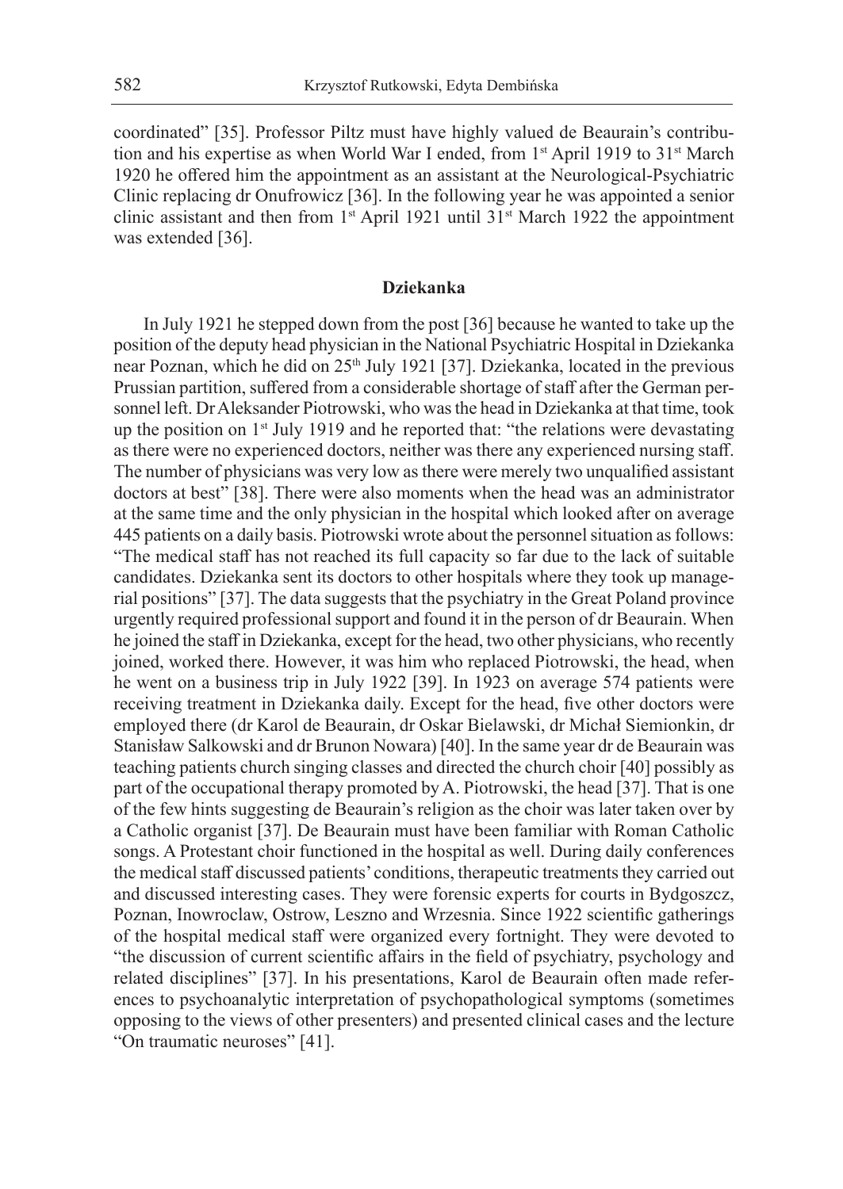coordinated" [35]. Professor Piltz must have highly valued de Beaurain's contribution and his expertise as when World War I ended, from 1st April 1919 to 31st March 1920 he offered him the appointment as an assistant at the Neurological-Psychiatric Clinic replacing dr Onufrowicz [36]. In the following year he was appointed a senior clinic assistant and then from 1st April 1921 until 31st March 1922 the appointment was extended [36].

## Dziekanka

In July 1921 he stepped down from the post [36] because he wanted to take up the position of the deputy head physician in the National Psychiatric Hospital in Dziekanka near Poznan, which he did on 25th July 1921 [37]. Dziekanka, located in the previous Prussian partition, suffered from a considerable shortage of staff after the German personnel left. Dr Aleksander Piotrowski, who was the head in Dziekanka at that time, took up the position on 1st July 1919 and he reported that: "the relations were devastating as there were no experienced doctors, neither was there any experienced nursing staff. The number of physicians was very low as there were merely two unqualified assistant doctors at best" [38]. There were also moments when the head was an administrator at the same time and the only physician in the hospital which looked after on average 445 patients on a daily basis. Piotrowski wrote about the personnel situation as follows: "The medical staff has not reached its full capacity so far due to the lack of suitable candidates. Dziekanka sent its doctors to other hospitals where they took up managerial positions" [37]. The data suggests that the psychiatry in the Great Poland province urgently required professional support and found it in the person of dr Beaurain. When he joined the staff in Dziekanka, except for the head, two other physicians, who recently joined, worked there. However, it was him who replaced Piotrowski, the head, when he went on a business trip in July 1922 [39]. In 1923 on average 574 patients were receiving treatment in Dziekanka daily. Except for the head, five other doctors were employed there (dr Karol de Beaurain, dr Oskar Bielawski, dr Michał Siemionkin, dr Stanisław Salkowski and dr Brunon Nowara) [40]. In the same year dr de Beaurain was teaching patients church singing classes and directed the church choir [40] possibly as part of the occupational therapy promoted by A. Piotrowski, the head [37]. That is one of the few hints suggesting de Beaurain's religion as the choir was later taken over by a Catholic organist [37]. De Beaurain must have been familiar with Roman Catholic songs. A Protestant choir functioned in the hospital as well. During daily conferences the medical staff discussed patients' conditions, therapeutic treatments they carried out and discussed interesting cases. They were forensic experts for courts in Bydgoszcz, Poznan, Inowroclaw, Ostrow, Leszno and Wrzesnia. Since 1922 scientific gatherings of the hospital medical staff were organized every fortnight. They were devoted to "the discussion of current scientific affairs in the field of psychiatry, psychology and related disciplines" [37]. In his presentations, Karol de Beaurain often made references to psychoanalytic interpretation of psychopathological symptoms (sometimes opposing to the views of other presenters) and presented clinical cases and the lecture "On traumatic neuroses" [41].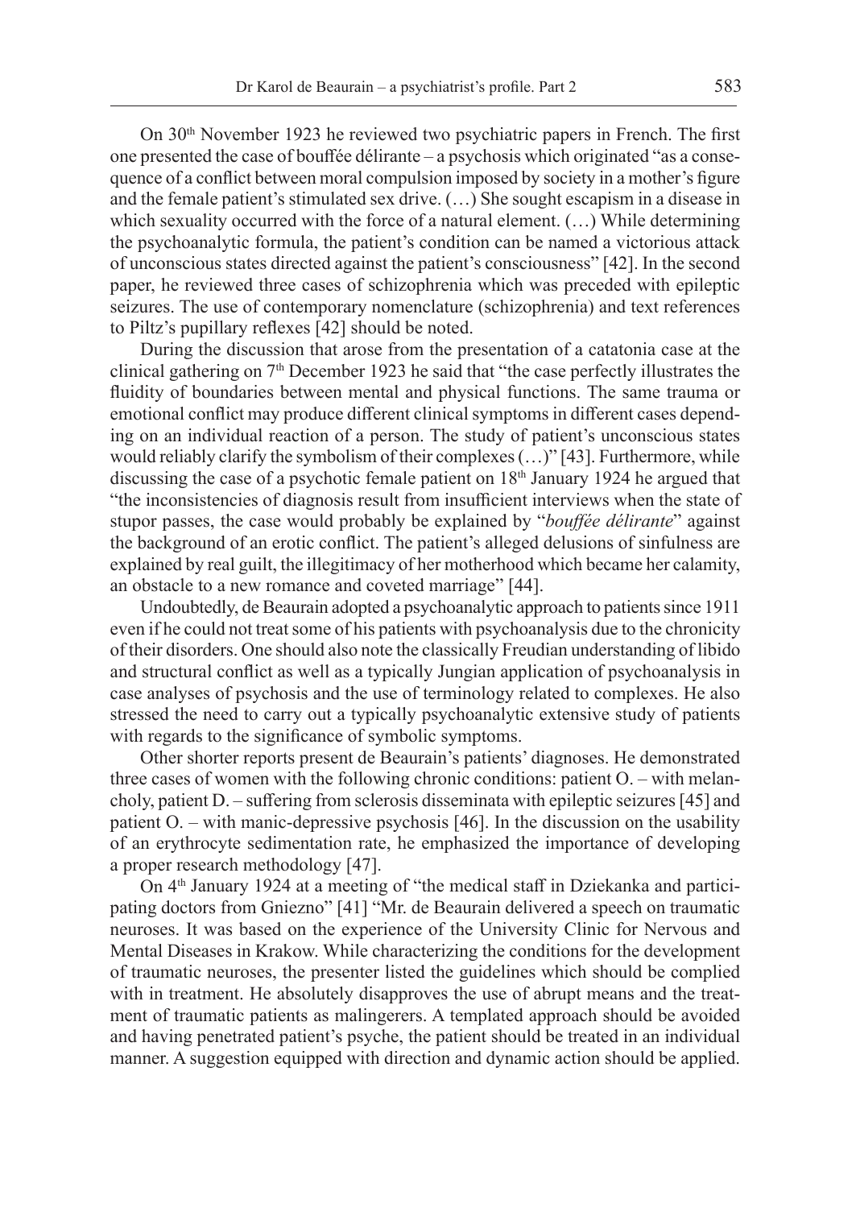On 30th November 1923 he reviewed two psychiatric papers in French. The first one presented the case of bouffée délirante – a psychosis which originated "as a consequence of a conflict between moral compulsion imposed by society in a mother's figure and the female patient's stimulated sex drive. (…) She sought escapism in a disease in which sexuality occurred with the force of a natural element. (…) While determining the psychoanalytic formula, the patient's condition can be named a victorious attack of unconscious states directed against the patient's consciousness" [42]. In the second paper, he reviewed three cases of schizophrenia which was preceded with epileptic seizures. The use of contemporary nomenclature (schizophrenia) and text references to Piltz's pupillary reflexes [42] should be noted.

During the discussion that arose from the presentation of a catatonia case at the clinical gathering on 7th December 1923 he said that "the case perfectly illustrates the fluidity of boundaries between mental and physical functions. The same trauma or emotional conflict may produce different clinical symptoms in different cases depending on an individual reaction of a person. The study of patient's unconscious states would reliably clarify the symbolism of their complexes (…)" [43]. Furthermore, while discussing the case of a psychotic female patient on 18th January 1924 he argued that "the inconsistencies of diagnosis result from insufficient interviews when the state of stupor passes, the case would probably be explained by "*bouffée délirante*" against the background of an erotic conflict. The patient's alleged delusions of sinfulness are explained by real guilt, the illegitimacy of her motherhood which became her calamity, an obstacle to a new romance and coveted marriage" [44].

Undoubtedly, de Beaurain adopted a psychoanalytic approach to patients since 1911 even if he could not treat some of his patients with psychoanalysis due to the chronicity of their disorders. One should also note the classically Freudian understanding of libido and structural conflict as well as a typically Jungian application of psychoanalysis in case analyses of psychosis and the use of terminology related to complexes. He also stressed the need to carry out a typically psychoanalytic extensive study of patients with regards to the significance of symbolic symptoms.

Other shorter reports present de Beaurain's patients' diagnoses. He demonstrated three cases of women with the following chronic conditions: patient O. – with melancholy, patient D. – suffering from sclerosis disseminata with epileptic seizures [45] and patient O. – with manic-depressive psychosis [46]. In the discussion on the usability of an erythrocyte sedimentation rate, he emphasized the importance of developing a proper research methodology [47].

On 4th January 1924 at a meeting of "the medical staff in Dziekanka and participating doctors from Gniezno" [41] "Mr. de Beaurain delivered a speech on traumatic neuroses. It was based on the experience of the University Clinic for Nervous and Mental Diseases in Krakow. While characterizing the conditions for the development of traumatic neuroses, the presenter listed the guidelines which should be complied with in treatment. He absolutely disapproves the use of abrupt means and the treatment of traumatic patients as malingerers. A templated approach should be avoided and having penetrated patient's psyche, the patient should be treated in an individual manner. A suggestion equipped with direction and dynamic action should be applied.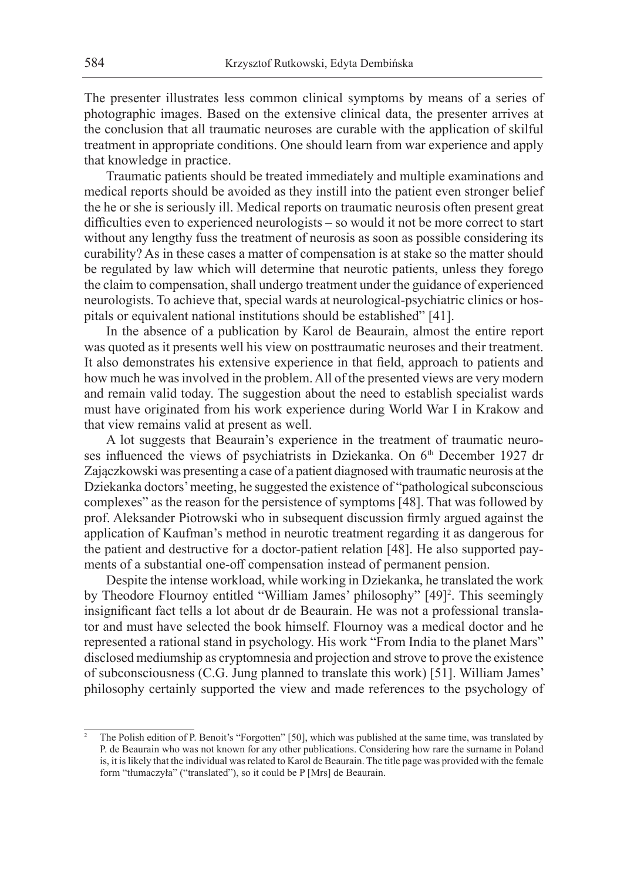The presenter illustrates less common clinical symptoms by means of a series of photographic images. Based on the extensive clinical data, the presenter arrives at the conclusion that all traumatic neuroses are curable with the application of skilful treatment in appropriate conditions. One should learn from war experience and apply that knowledge in practice.

Traumatic patients should be treated immediately and multiple examinations and medical reports should be avoided as they instill into the patient even stronger belief the he or she is seriously ill. Medical reports on traumatic neurosis often present great difficulties even to experienced neurologists – so would it not be more correct to start without any lengthy fuss the treatment of neurosis as soon as possible considering its curability? As in these cases a matter of compensation is at stake so the matter should be regulated by law which will determine that neurotic patients, unless they forego the claim to compensation, shall undergo treatment under the guidance of experienced neurologists. To achieve that, special wards at neurological-psychiatric clinics or hospitals or equivalent national institutions should be established" [41].

In the absence of a publication by Karol de Beaurain, almost the entire report was quoted as it presents well his view on posttraumatic neuroses and their treatment. It also demonstrates his extensive experience in that field, approach to patients and how much he was involved in the problem. All of the presented views are very modern and remain valid today. The suggestion about the need to establish specialist wards must have originated from his work experience during World War I in Krakow and that view remains valid at present as well.

A lot suggests that Beaurain's experience in the treatment of traumatic neuroses influenced the views of psychiatrists in Dziekanka. On 6th December 1927 dr Zajączkowski was presenting a case of a patient diagnosed with traumatic neurosis at the Dziekanka doctors' meeting, he suggested the existence of "pathological subconscious complexes" as the reason for the persistence of symptoms [48]. That was followed by prof. Aleksander Piotrowski who in subsequent discussion firmly argued against the application of Kaufman's method in neurotic treatment regarding it as dangerous for the patient and destructive for a doctor-patient relation [48]. He also supported payments of a substantial one-off compensation instead of permanent pension.

Despite the intense workload, while working in Dziekanka, he translated the work by Theodore Flournoy entitled "William James' philosophy" [49][2]. This seemingly insignificant fact tells a lot about dr de Beaurain. He was not a professional translator and must have selected the book himself. Flournoy was a medical doctor and he represented a rational stand in psychology. His work "From India to the planet Mars" disclosed mediumship as cryptomnesia and projection and strove to prove the existence of subconsciousness (C.G. Jung planned to translate this work) [51]. William James' philosophy certainly supported the view and made references to the psychology of

[2] The Polish edition of P. Benoit's "Forgotten" [50], which was published at the same time, was translated by P. de Beaurain who was not known for any other publications. Considering how rare the surname in Poland is, it is likely that the individual was related to Karol de Beaurain. The title page was provided with the female form "tłumaczyła" ("translated"), so it could be P [Mrs] de Beaurain.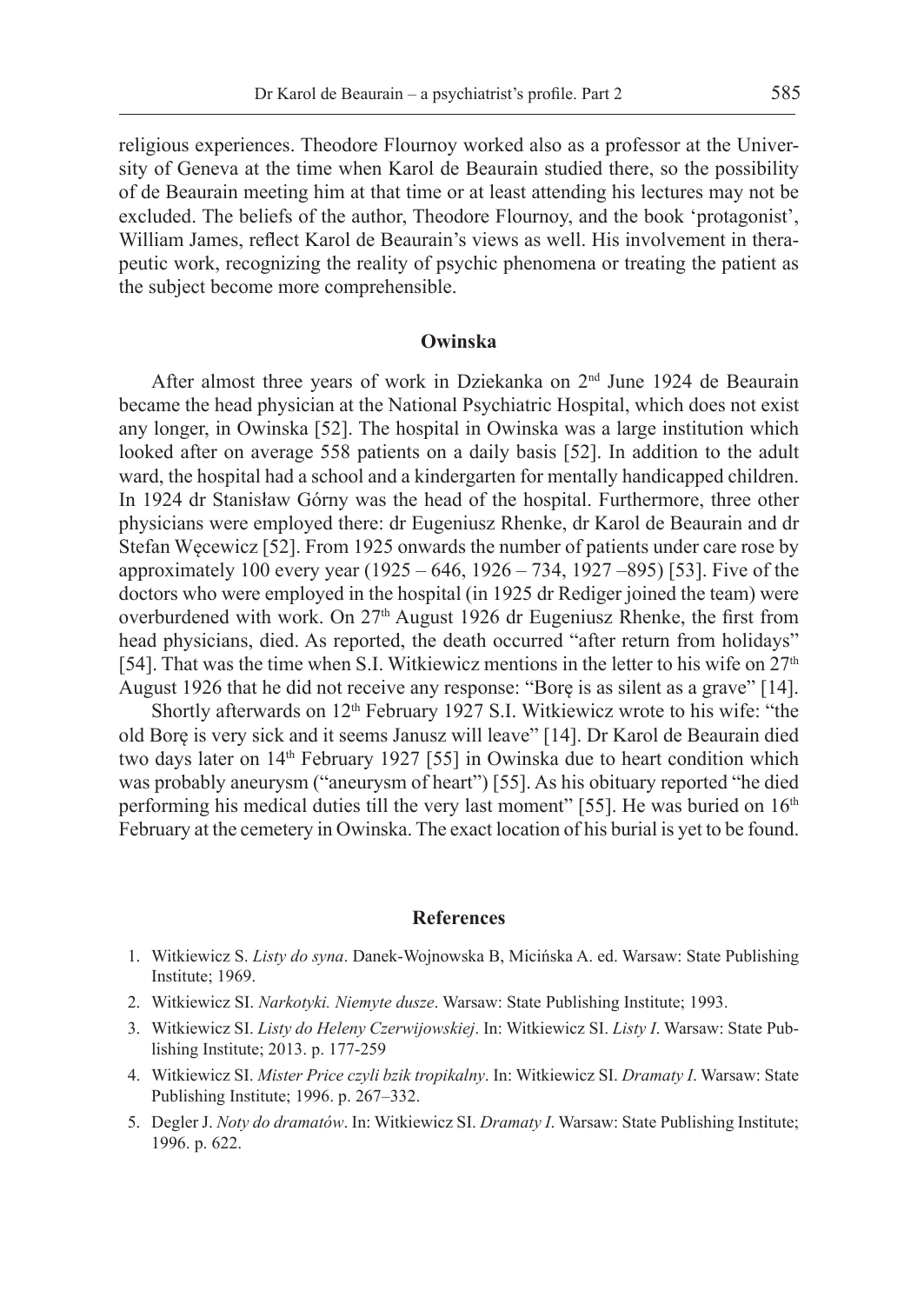religious experiences. Theodore Flournoy worked also as a professor at the University of Geneva at the time when Karol de Beaurain studied there, so the possibility of de Beaurain meeting him at that time or at least attending his lectures may not be excluded. The beliefs of the author, Theodore Flournoy, and the book 'protagonist', William James, reflect Karol de Beaurain's views as well. His involvement in therapeutic work, recognizing the reality of psychic phenomena or treating the patient as the subject become more comprehensible.

## Owinska

After almost three years of work in Dziekanka on 2nd June 1924 de Beaurain became the head physician at the National Psychiatric Hospital, which does not exist any longer, in Owinska [52]. The hospital in Owinska was a large institution which looked after on average 558 patients on a daily basis [52]. In addition to the adult ward, the hospital had a school and a kindergarten for mentally handicapped children. In 1924 dr Stanisław Górny was the head of the hospital. Furthermore, three other physicians were employed there: dr Eugeniusz Rhenke, dr Karol de Beaurain and dr Stefan Węcewicz [52]. From 1925 onwards the number of patients under care rose by approximately 100 every year (1925 – 646, 1926 – 734, 1927 –895) [53]. Five of the doctors who were employed in the hospital (in 1925 dr Rediger joined the team) were overburdened with work. On 27th August 1926 dr Eugeniusz Rhenke, the first from head physicians, died. As reported, the death occurred "after return from holidays" [54]. That was the time when S.I. Witkiewicz mentions in the letter to his wife on 27th August 1926 that he did not receive any response: "Borę is as silent as a grave" [14].

Shortly afterwards on 12th February 1927 S.I. Witkiewicz wrote to his wife: "the old Borę is very sick and it seems Janusz will leave" [14]. Dr Karol de Beaurain died two days later on 14th February 1927 [55] in Owinska due to heart condition which was probably aneurysm ("aneurysm of heart") [55]. As his obituary reported "he died performing his medical duties till the very last moment" [55]. He was buried on 16th February at the cemetery in Owinska. The exact location of his burial is yet to be found.

## References

1. Witkiewicz S. *Listy do syna*. Danek-Wojnowska B, Micińska A. ed. Warsaw: State Publishing Institute; 1969.
2. Witkiewicz SI. *Narkotyki. Niemyte dusze*. Warsaw: State Publishing Institute; 1993.
3. Witkiewicz SI. *Listy do Heleny Czerwijowskiej*. In: Witkiewicz SI. *Listy I*. Warsaw: State Publishing Institute; 2013. p. 177-259
4. Witkiewicz SI. *Mister Price czyli bzik tropikalny*. In: Witkiewicz SI. *Dramaty I*. Warsaw: State Publishing Institute; 1996. p. 267–332.
5. Degler J. *Noty do dramatów*. In: Witkiewicz SI. *Dramaty I*. Warsaw: State Publishing Institute; 1996. p. 622.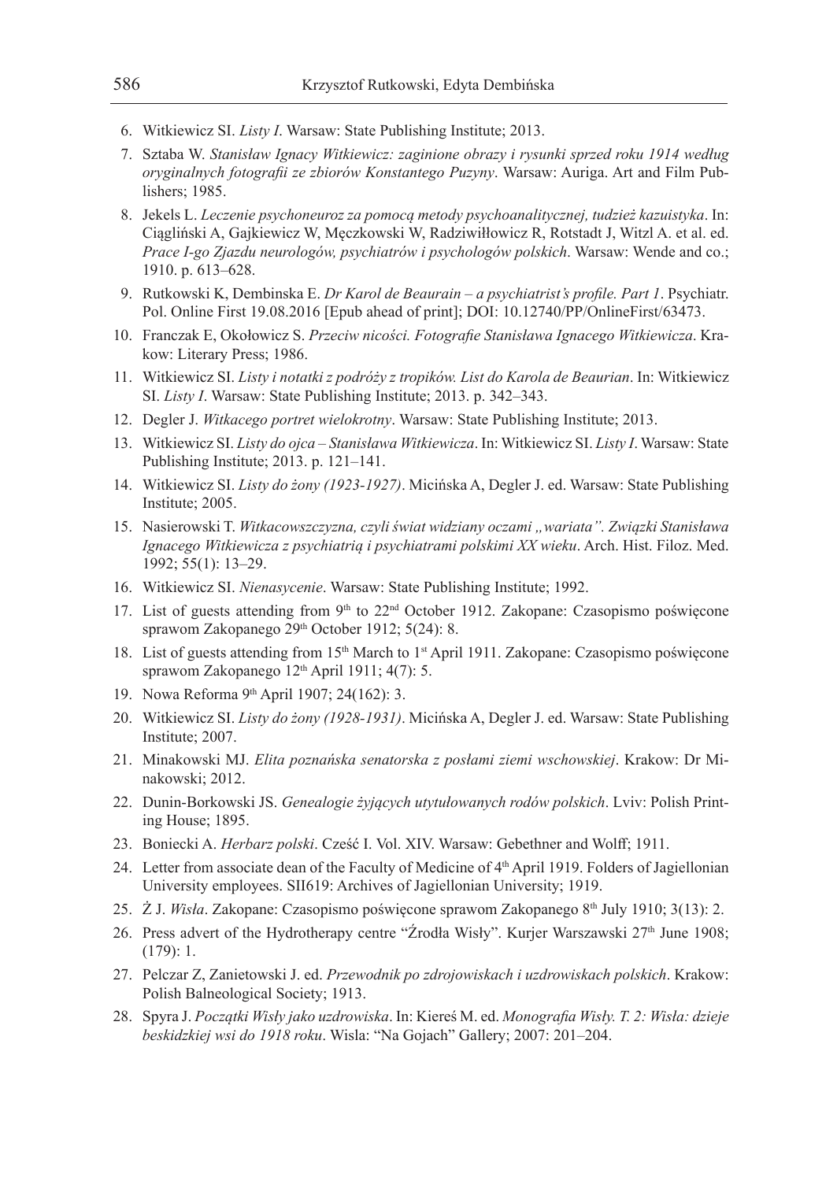6. Witkiewicz SI. *Listy I*. Warsaw: State Publishing Institute; 2013.
7. Sztaba W. *Stanisław Ignacy Witkiewicz: zaginione obrazy i rysunki sprzed roku 1914 według oryginalnych fotografii ze zbiorów Konstantego Puzyny*. Warsaw: Auriga. Art and Film Publishers; 1985.
8. Jekels L. *Leczenie psychoneuroz za pomocą metody psychoanalitycznej, tudzież kazuistyka*. In: Ciągliński A, Gajkiewicz W, Męczkowski W, Radziwiłłowicz R, Rotstadt J, Witzl A. et al. ed. *Prace I-go Zjazdu neurologów, psychiatrów i psychologów polskich*. Warsaw: Wende and co.; 1910. p. 613–628.
9. Rutkowski K, Dembinska E. *Dr Karol de Beaurain – a psychiatrist's profile. Part 1*. Psychiatr. Pol. Online First 19.08.2016 [Epub ahead of print]; DOI: 10.12740/PP/OnlineFirst/63473.
10. Franczak E, Okołowicz S. *Przeciw nicości. Fotografie Stanisława Ignacego Witkiewicza*. Krakow: Literary Press; 1986.
11. Witkiewicz SI. *Listy i notatki z podróży z tropików. List do Karola de Beaurian*. In: Witkiewicz SI. *Listy I*. Warsaw: State Publishing Institute; 2013. p. 342–343.
12. Degler J. *Witkacego portret wielokrotny*. Warsaw: State Publishing Institute; 2013.
13. Witkiewicz SI. *Listy do ojca – Stanisława Witkiewicza*. In: Witkiewicz SI. *Listy I*. Warsaw: State Publishing Institute; 2013. p. 121–141.
14. Witkiewicz SI. *Listy do żony (1923-1927)*. Micińska A, Degler J. ed. Warsaw: State Publishing Institute; 2005.
15. Nasierowski T. *Witkacowszczyzna, czyli świat widziany oczami „wariata". Związki Stanisława Ignacego Witkiewicza z psychiatrią i psychiatrami polskimi XX wieku*. Arch. Hist. Filoz. Med. 1992; 55(1): 13–29.
16. Witkiewicz SI. *Nienasycenie*. Warsaw: State Publishing Institute; 1992.
17. List of guests attending from 9th to 22nd October 1912. Zakopane: Czasopismo poświęcone sprawom Zakopanego 29th October 1912; 5(24): 8.
18. List of guests attending from 15th March to 1st April 1911. Zakopane: Czasopismo poświęcone sprawom Zakopanego 12th April 1911; 4(7): 5.
19. Nowa Reforma 9th April 1907; 24(162): 3.
20. Witkiewicz SI. *Listy do żony (1928-1931)*. Micińska A, Degler J. ed. Warsaw: State Publishing Institute; 2007.
21. Minakowski MJ. *Elita poznańska senatorska z posłami ziemi wschowskiej*. Krakow: Dr Minakowski; 2012.
22. Dunin-Borkowski JS. *Genealogie żyjących utytułowanych rodów polskich*. Lviv: Polish Printing House; 1895.
23. Boniecki A. *Herbarz polski*. Cześć I. Vol. XIV. Warsaw: Gebethner and Wolff; 1911.
24. Letter from associate dean of the Faculty of Medicine of 4th April 1919. Folders of Jagiellonian University employees. SII619: Archives of Jagiellonian University; 1919.
25. Ż J. *Wisła*. Zakopane: Czasopismo poświęcone sprawom Zakopanego 8th July 1910; 3(13): 2.
26. Press advert of the Hydrotherapy centre "Źrodła Wisły". Kurjer Warszawski 27th June 1908; (179): 1.
27. Pelczar Z, Zanietowski J. ed. *Przewodnik po zdrojowiskach i uzdrowiskach polskich*. Krakow: Polish Balneological Society; 1913.
28. Spyra J. *Początki Wisły jako uzdrowiska*. In: Kiereś M. ed. *Monografia Wisły. T. 2: Wisła: dzieje beskidzkiej wsi do 1918 roku*. Wisla: "Na Gojach" Gallery; 2007: 201–204.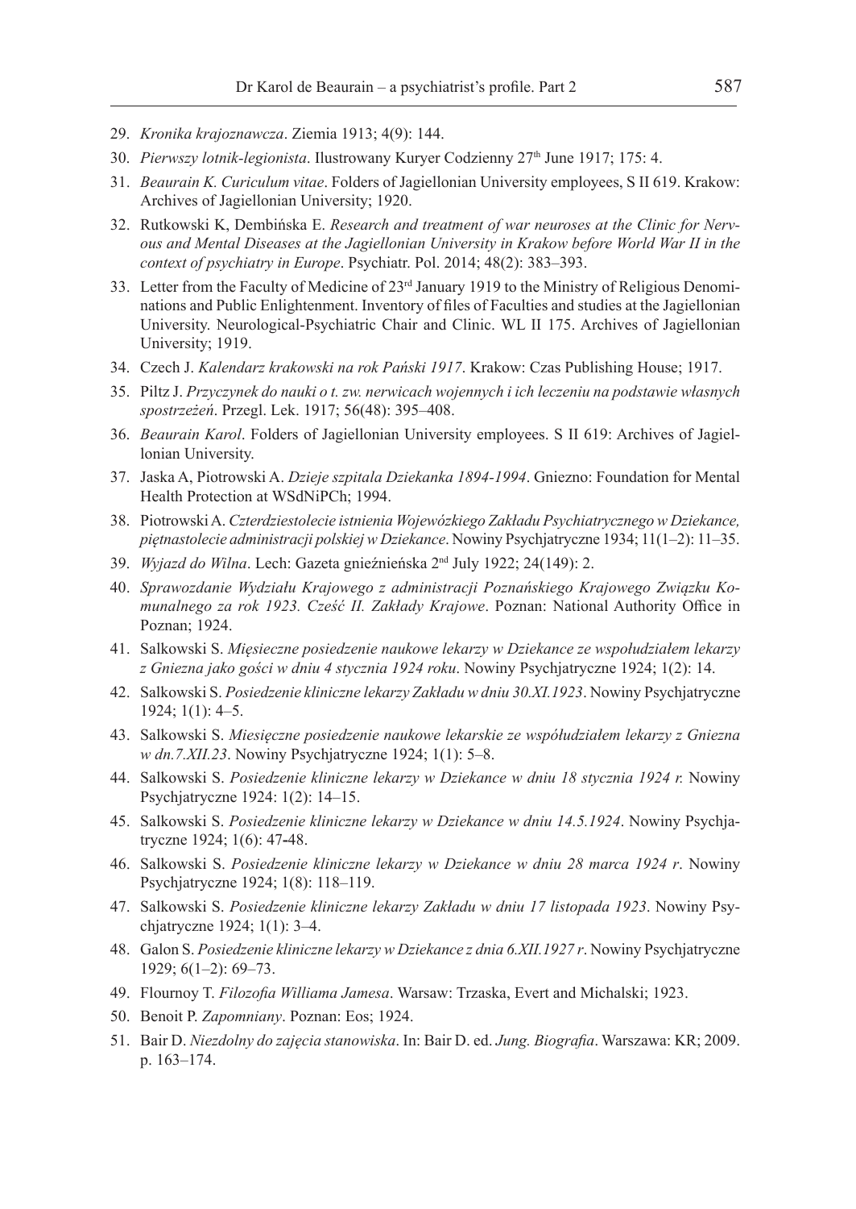29. *Kronika krajoznawcza*. Ziemia 1913; 4(9): 144.
30. *Pierwszy lotnik-legionista*. Ilustrowany Kuryer Codzienny 27th June 1917; 175: 4.
31. *Beaurain K. Curiculum vitae*. Folders of Jagiellonian University employees, S II 619. Krakow: Archives of Jagiellonian University; 1920.
32. Rutkowski K, Dembińska E. *Research and treatment of war neuroses at the Clinic for Nervous and Mental Diseases at the Jagiellonian University in Krakow before World War II in the context of psychiatry in Europe*. Psychiatr. Pol. 2014; 48(2): 383–393.
33. Letter from the Faculty of Medicine of 23rd January 1919 to the Ministry of Religious Denominations and Public Enlightenment. Inventory of files of Faculties and studies at the Jagiellonian University. Neurological-Psychiatric Chair and Clinic. WL II 175. Archives of Jagiellonian University; 1919.
34. Czech J. *Kalendarz krakowski na rok Pański 1917*. Krakow: Czas Publishing House; 1917.
35. Piltz J. *Przyczynek do nauki o t. zw. nerwicach wojennych i ich leczeniu na podstawie własnych spostrzeżeń*. Przegl. Lek. 1917; 56(48): 395–408.
36. *Beaurain Karol*. Folders of Jagiellonian University employees. S II 619: Archives of Jagiellonian University.
37. Jaska A, Piotrowski A. *Dzieje szpitala Dziekanka 1894-1994*. Gniezno: Foundation for Mental Health Protection at WSdNiPCh; 1994.
38. Piotrowski A. *Czterdziestolecie istnienia Wojewódzkiego Zakładu Psychiatrycznego w Dziekance, piętnastolecie administracji polskiej w Dziekance*. Nowiny Psychjatryczne 1934; 11(1–2): 11–35.
39. *Wyjazd do Wilna*. Lech: Gazeta gnieźnieńska 2nd July 1922; 24(149): 2.
40. *Sprawozdanie Wydziału Krajowego z administracji Poznańskiego Krajowego Związku Komunalnego za rok 1923. Cześć II. Zakłady Krajowe*. Poznan: National Authority Office in Poznan; 1924.
41. Salkowski S. *Mięsieczne posiedzenie naukowe lekarzy w Dziekance ze wspołudziałem lekarzy z Gniezna jako gości w dniu 4 stycznia 1924 roku*. Nowiny Psychjatryczne 1924; 1(2): 14.
42. Salkowski S. *Posiedzenie kliniczne lekarzy Zakładu w dniu 30.XI.1923*. Nowiny Psychjatryczne 1924; 1(1): 4–5.
43. Salkowski S. *Miesięczne posiedzenie naukowe lekarskie ze współudziałem lekarzy z Gniezna w dn.7.XII.23*. Nowiny Psychjatryczne 1924; 1(1): 5–8.
44. Salkowski S. *Posiedzenie kliniczne lekarzy w Dziekance w dniu 18 stycznia 1924 r.* Nowiny Psychjatryczne 1924: 1(2): 14–15.
45. Salkowski S. *Posiedzenie kliniczne lekarzy w Dziekance w dniu 14.5.1924*. Nowiny Psychjatryczne 1924; 1(6): 47-48.
46. Salkowski S. *Posiedzenie kliniczne lekarzy w Dziekance w dniu 28 marca 1924 r*. Nowiny Psychjatryczne 1924; 1(8): 118–119.
47. Salkowski S. *Posiedzenie kliniczne lekarzy Zakładu w dniu 17 listopada 1923*. Nowiny Psychjatryczne 1924; 1(1): 3–4.
48. Galon S. *Posiedzenie kliniczne lekarzy w Dziekance z dnia 6.XII.1927 r*. Nowiny Psychjatryczne 1929; 6(1–2): 69–73.
49. Flournoy T. *Filozofia Williama Jamesa*. Warsaw: Trzaska, Evert and Michalski; 1923.
50. Benoit P. *Zapomniany*. Poznan: Eos; 1924.
51. Bair D. *Niezdolny do zajęcia stanowiska*. In: Bair D. ed. *Jung. Biografia*. Warszawa: KR; 2009. p. 163–174.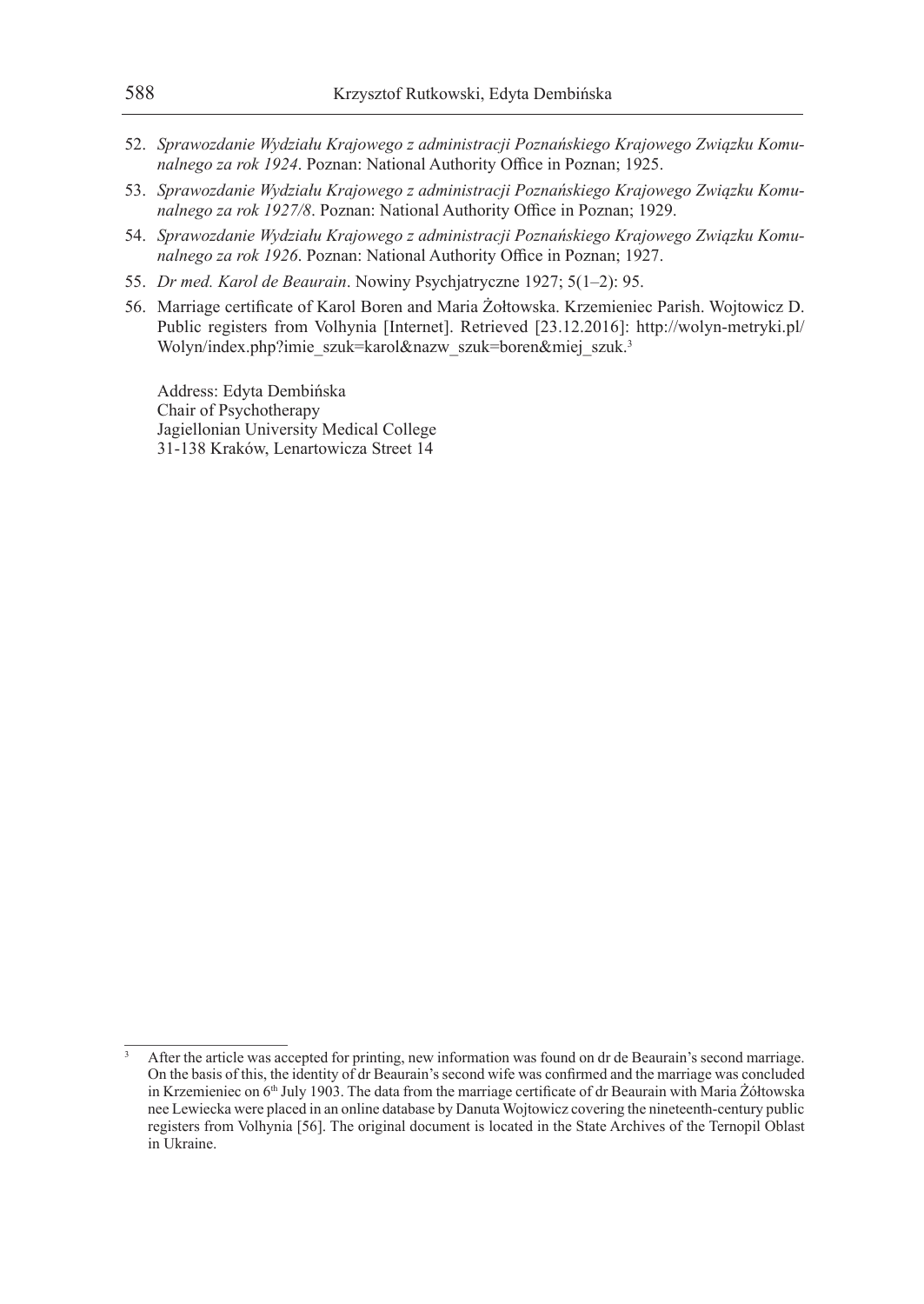52. *Sprawozdanie Wydziału Krajowego z administracji Poznańskiego Krajowego Związku Komunalnego za rok 1924*. Poznan: National Authority Office in Poznan; 1925.
53. *Sprawozdanie Wydziału Krajowego z administracji Poznańskiego Krajowego Związku Komunalnego za rok 1927/8*. Poznan: National Authority Office in Poznan; 1929.
54. *Sprawozdanie Wydziału Krajowego z administracji Poznańskiego Krajowego Związku Komunalnego za rok 1926*. Poznan: National Authority Office in Poznan; 1927.
55. *Dr med. Karol de Beaurain*. Nowiny Psychjatryczne 1927; 5(1–2): 95.
56. Marriage certificate of Karol Boren and Maria Żołtowska. Krzemieniec Parish. Wojtowicz D. Public registers from Volhynia [Internet]. Retrieved [23.12.2016]: http://wolyn-metryki.pl/Wolyn/index.php?imie_szuk=karol&nazw_szuk=boren&miej_szuk.[3]

Address: Edyta Dembińska
Chair of Psychotherapy
Jagiellonian University Medical College
31-138 Kraków, Lenartowicza Street 14

---

[3] After the article was accepted for printing, new information was found on dr de Beaurain's second marriage. On the basis of this, the identity of dr Beaurain's second wife was confirmed and the marriage was concluded in Krzemieniec on 6th July 1903. The data from the marriage certificate of dr Beaurain with Maria Żółtowska nee Lewiecka were placed in an online database by Danuta Wojtowicz covering the nineteenth-century public registers from Volhynia [56]. The original document is located in the State Archives of the Ternopil Oblast in Ukraine.